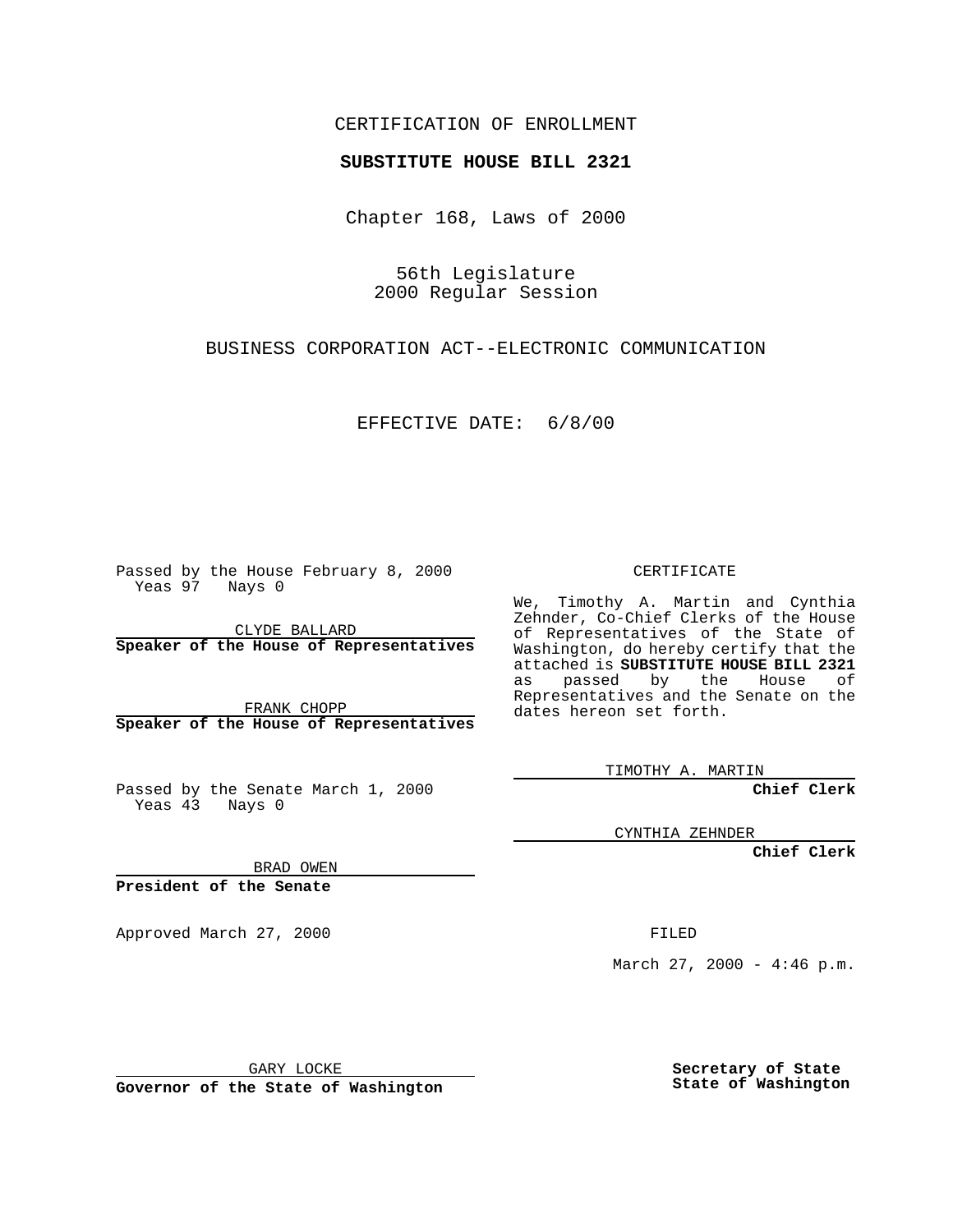CERTIFICATION OF ENROLLMENT

**SUBSTITUTE HOUSE BILL 2321**

Chapter 168, Laws of 2000

56th Legislature
2000 Regular Session

BUSINESS CORPORATION ACT--ELECTRONIC COMMUNICATION

EFFECTIVE DATE: 6/8/00

Passed by the House February 8, 2000
Yeas 97 Nays 0

CLYDE BALLARD
**Speaker of the House of Representatives**

FRANK CHOPP
**Speaker of the House of Representatives**

Passed by the Senate March 1, 2000
Yeas 43 Nays 0

BRAD OWEN
**President of the Senate**

Approved March 27, 2000

GARY LOCKE
**Governor of the State of Washington**

CERTIFICATE

We, Timothy A. Martin and Cynthia Zehnder, Co-Chief Clerks of the House of Representatives of the State of Washington, do hereby certify that the attached is **SUBSTITUTE HOUSE BILL 2321** as passed by the House of Representatives and the Senate on the dates hereon set forth.

TIMOTHY A. MARTIN
**Chief Clerk**

CYNTHIA ZEHNDER
**Chief Clerk**

FILED

March 27, 2000 - 4:46 p.m.

**Secretary of State**
**State of Washington**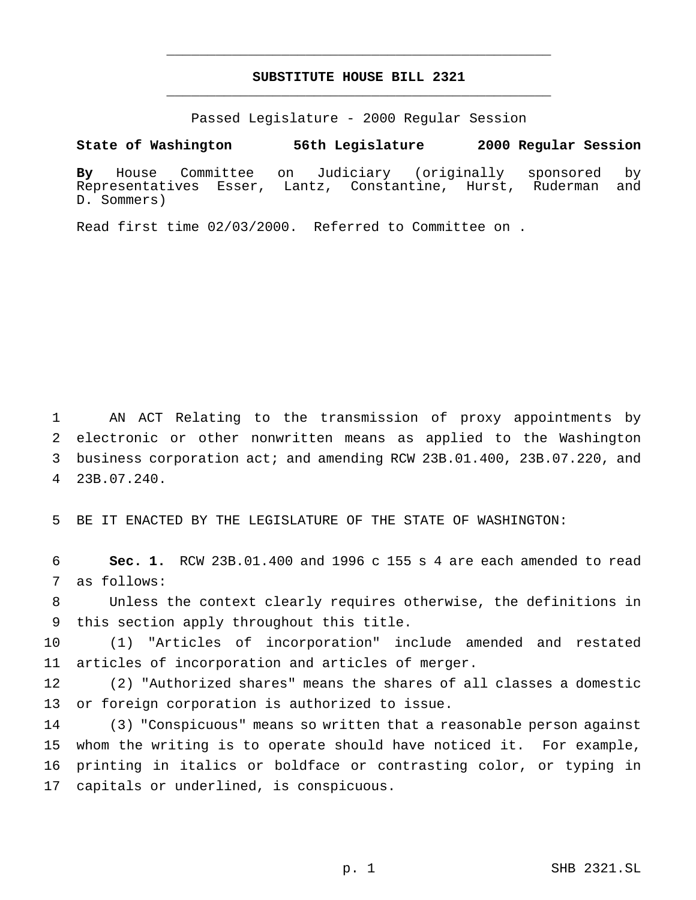# SUBSTITUTE HOUSE BILL 2321

Passed Legislature - 2000 Regular Session

**State of Washington 56th Legislature 2000 Regular Session**

**By** House Committee on Judiciary (originally sponsored by Representatives Esser, Lantz, Constantine, Hurst, Ruderman and D. Sommers)

Read first time 02/03/2000. Referred to Committee on .

AN ACT Relating to the transmission of proxy appointments by electronic or other nonwritten means as applied to the Washington business corporation act; and amending RCW 23B.01.400, 23B.07.220, and 23B.07.240.

BE IT ENACTED BY THE LEGISLATURE OF THE STATE OF WASHINGTON:

**Sec. 1.** RCW 23B.01.400 and 1996 c 155 s 4 are each amended to read as follows:

Unless the context clearly requires otherwise, the definitions in this section apply throughout this title.

(1) "Articles of incorporation" include amended and restated articles of incorporation and articles of merger.

(2) "Authorized shares" means the shares of all classes a domestic or foreign corporation is authorized to issue.

(3) "Conspicuous" means so written that a reasonable person against whom the writing is to operate should have noticed it. For example, printing in italics or boldface or contrasting color, or typing in capitals or underlined, is conspicuous.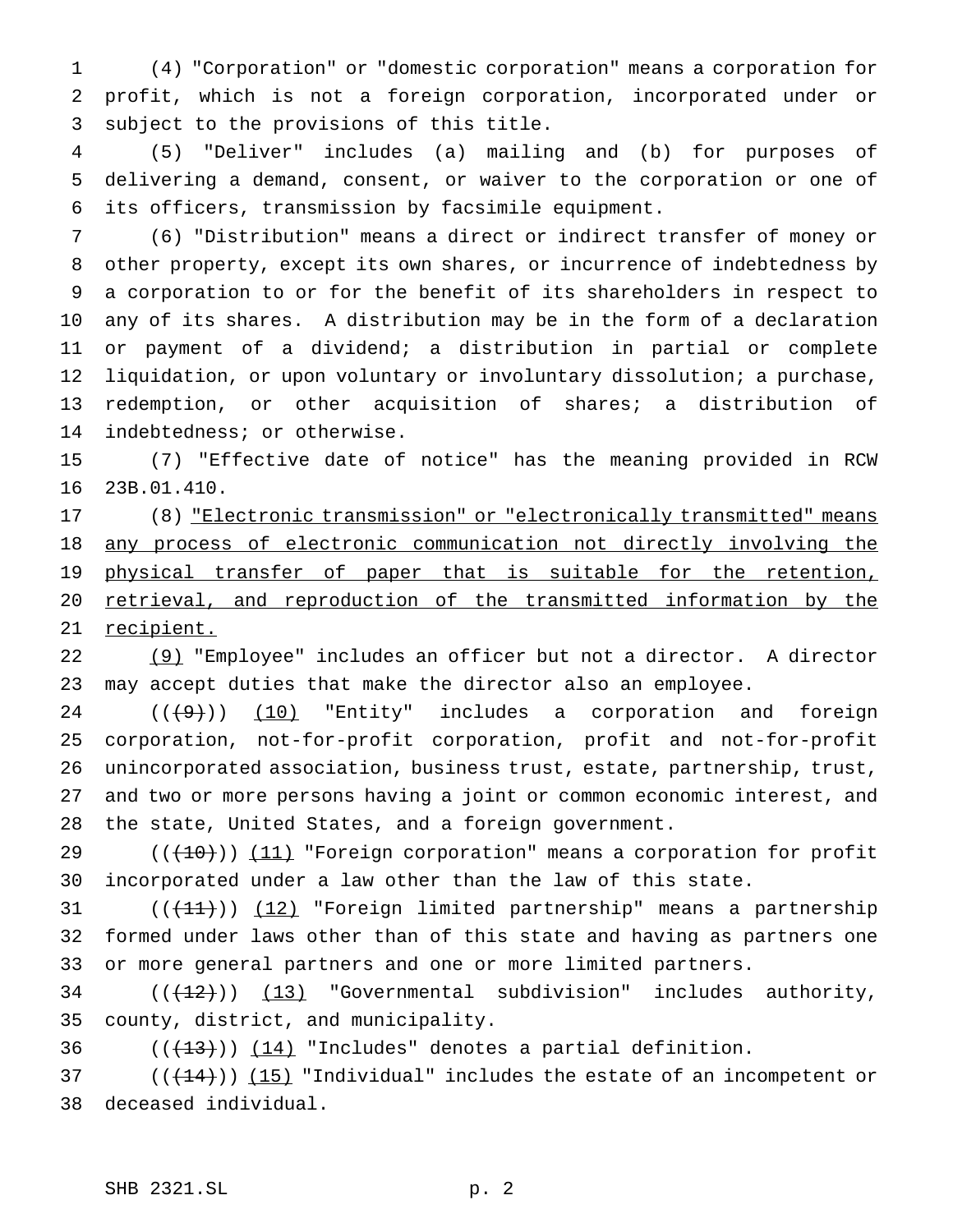(4) "Corporation" or "domestic corporation" means a corporation for profit, which is not a foreign corporation, incorporated under or subject to the provisions of this title.

(5) "Deliver" includes (a) mailing and (b) for purposes of delivering a demand, consent, or waiver to the corporation or one of its officers, transmission by facsimile equipment.

(6) "Distribution" means a direct or indirect transfer of money or other property, except its own shares, or incurrence of indebtedness by a corporation to or for the benefit of its shareholders in respect to any of its shares. A distribution may be in the form of a declaration or payment of a dividend; a distribution in partial or complete liquidation, or upon voluntary or involuntary dissolution; a purchase, redemption, or other acquisition of shares; a distribution of indebtedness; or otherwise.

(7) "Effective date of notice" has the meaning provided in RCW 23B.01.410.

(8) "Electronic transmission" or "electronically transmitted" means any process of electronic communication not directly involving the physical transfer of paper that is suitable for the retention, retrieval, and reproduction of the transmitted information by the recipient.

(9) "Employee" includes an officer but not a director. A director may accept duties that make the director also an employee.

((~~(9)~~)) (10) "Entity" includes a corporation and foreign corporation, not-for-profit corporation, profit and not-for-profit unincorporated association, business trust, estate, partnership, trust, and two or more persons having a joint or common economic interest, and the state, United States, and a foreign government.

((~~(10)~~)) (11) "Foreign corporation" means a corporation for profit incorporated under a law other than the law of this state.

((~~(11)~~)) (12) "Foreign limited partnership" means a partnership formed under laws other than of this state and having as partners one or more general partners and one or more limited partners.

((~~(12)~~)) (13) "Governmental subdivision" includes authority, county, district, and municipality.

((~~(13)~~)) (14) "Includes" denotes a partial definition.

((~~(14)~~)) (15) "Individual" includes the estate of an incompetent or deceased individual.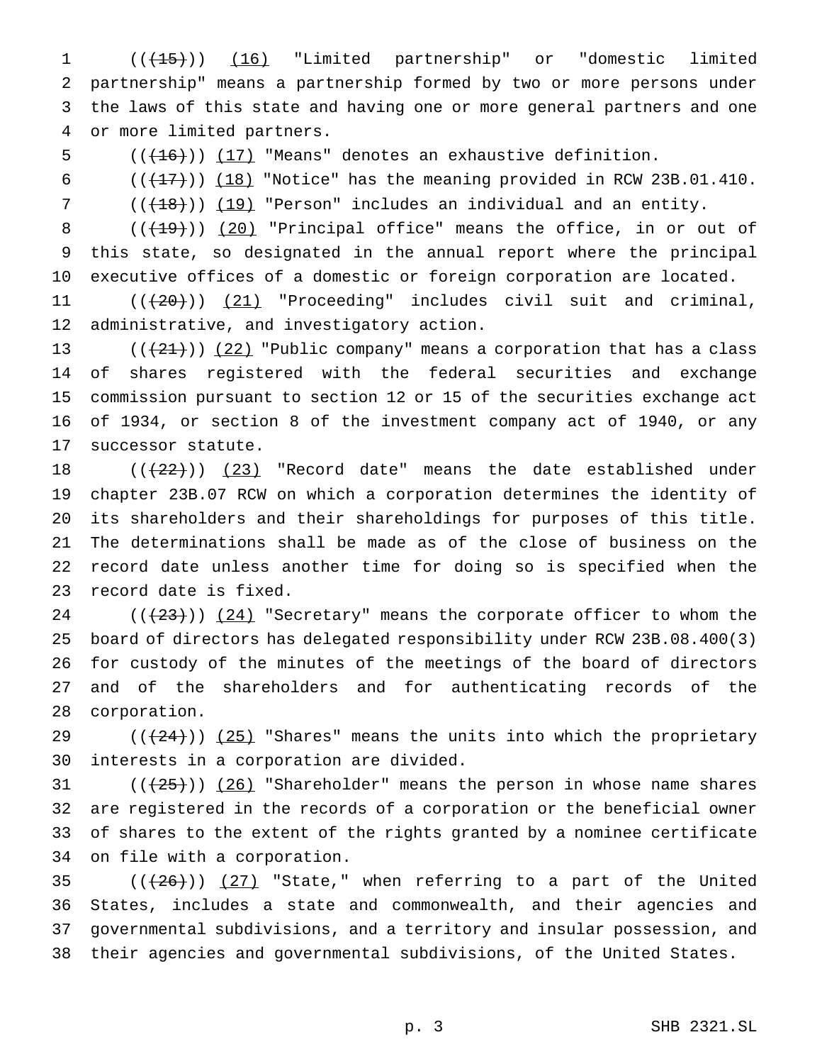((~~(15)~~)) <u>(16)</u> "Limited partnership" or "domestic limited partnership" means a partnership formed by two or more persons under the laws of this state and having one or more general partners and one or more limited partners.

((~~(16)~~)) <u>(17)</u> "Means" denotes an exhaustive definition.

((~~(17)~~)) <u>(18)</u> "Notice" has the meaning provided in RCW 23B.01.410.

((~~(18)~~)) <u>(19)</u> "Person" includes an individual and an entity.

((~~(19)~~)) <u>(20)</u> "Principal office" means the office, in or out of this state, so designated in the annual report where the principal executive offices of a domestic or foreign corporation are located.

((~~(20)~~)) <u>(21)</u> "Proceeding" includes civil suit and criminal, administrative, and investigatory action.

((~~(21)~~)) <u>(22)</u> "Public company" means a corporation that has a class of shares registered with the federal securities and exchange commission pursuant to section 12 or 15 of the securities exchange act of 1934, or section 8 of the investment company act of 1940, or any successor statute.

((~~(22)~~)) <u>(23)</u> "Record date" means the date established under chapter 23B.07 RCW on which a corporation determines the identity of its shareholders and their shareholdings for purposes of this title. The determinations shall be made as of the close of business on the record date unless another time for doing so is specified when the record date is fixed.

((~~(23)~~)) <u>(24)</u> "Secretary" means the corporate officer to whom the board of directors has delegated responsibility under RCW 23B.08.400(3) for custody of the minutes of the meetings of the board of directors and of the shareholders and for authenticating records of the corporation.

((~~(24)~~)) <u>(25)</u> "Shares" means the units into which the proprietary interests in a corporation are divided.

((~~(25)~~)) <u>(26)</u> "Shareholder" means the person in whose name shares are registered in the records of a corporation or the beneficial owner of shares to the extent of the rights granted by a nominee certificate on file with a corporation.

((~~(26)~~)) <u>(27)</u> "State," when referring to a part of the United States, includes a state and commonwealth, and their agencies and governmental subdivisions, and a territory and insular possession, and their agencies and governmental subdivisions, of the United States.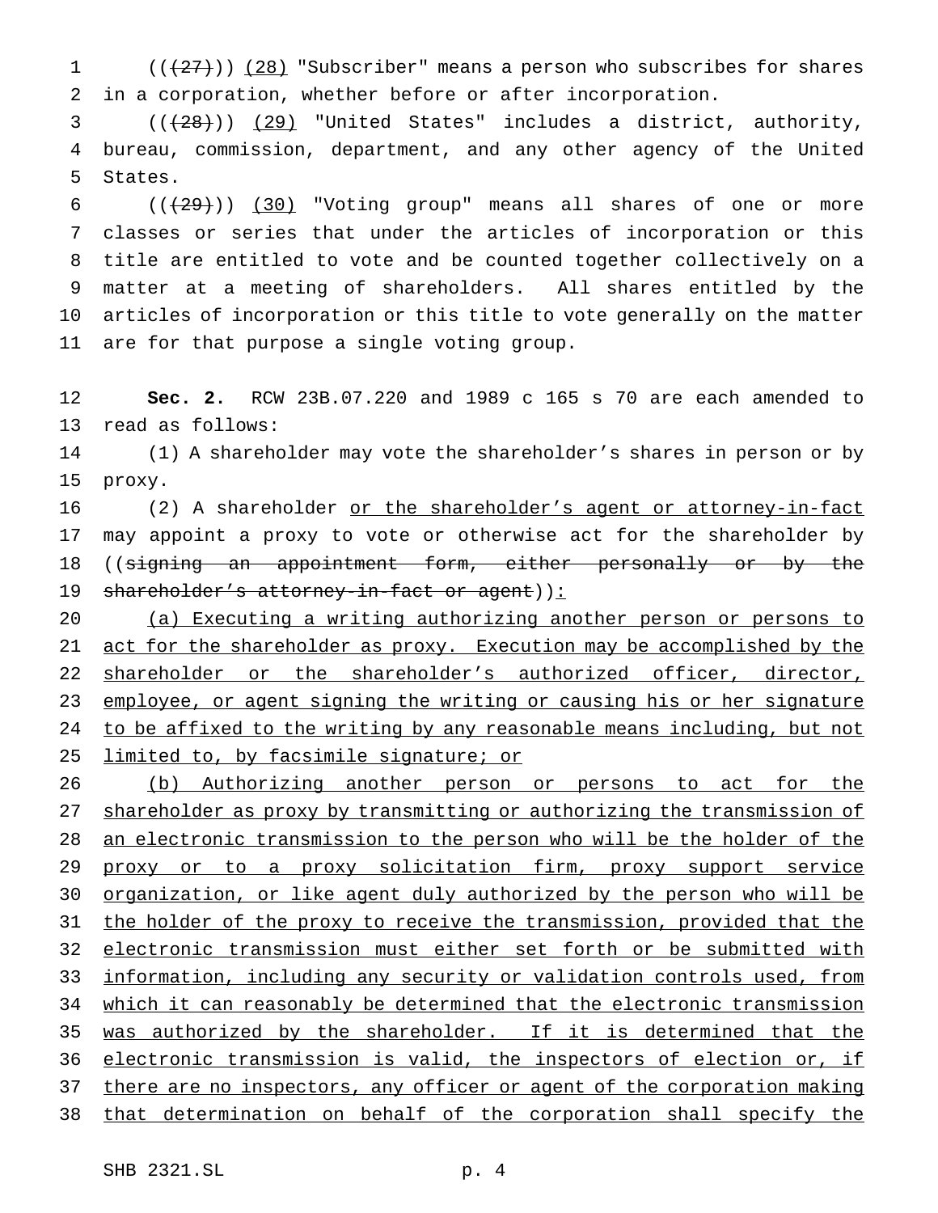((~~(27)~~)) <u>(28)</u> "Subscriber" means a person who subscribes for shares in a corporation, whether before or after incorporation.

((~~(28)~~)) <u>(29)</u> "United States" includes a district, authority, bureau, commission, department, and any other agency of the United States.

((~~(29)~~)) <u>(30)</u> "Voting group" means all shares of one or more classes or series that under the articles of incorporation or this title are entitled to vote and be counted together collectively on a matter at a meeting of shareholders. All shares entitled by the articles of incorporation or this title to vote generally on the matter are for that purpose a single voting group.

**Sec. 2.** RCW 23B.07.220 and 1989 c 165 s 70 are each amended to read as follows:

(1) A shareholder may vote the shareholder's shares in person or by proxy.

(2) A shareholder <u>or the shareholder's agent or attorney-in-fact</u> may appoint a proxy to vote or otherwise act for the shareholder by ((~~signing an appointment form, either personally or by the shareholder's attorney-in-fact or agent~~))<u>:</u>

<u>(a) Executing a writing authorizing another person or persons to act for the shareholder as proxy. Execution may be accomplished by the shareholder or the shareholder's authorized officer, director, employee, or agent signing the writing or causing his or her signature to be affixed to the writing by any reasonable means including, but not limited to, by facsimile signature; or</u>

<u>(b) Authorizing another person or persons to act for the shareholder as proxy by transmitting or authorizing the transmission of an electronic transmission to the person who will be the holder of the proxy or to a proxy solicitation firm, proxy support service organization, or like agent duly authorized by the person who will be the holder of the proxy to receive the transmission, provided that the electronic transmission must either set forth or be submitted with information, including any security or validation controls used, from which it can reasonably be determined that the electronic transmission was authorized by the shareholder. If it is determined that the electronic transmission is valid, the inspectors of election or, if there are no inspectors, any officer or agent of the corporation making that determination on behalf of the corporation shall specify the</u>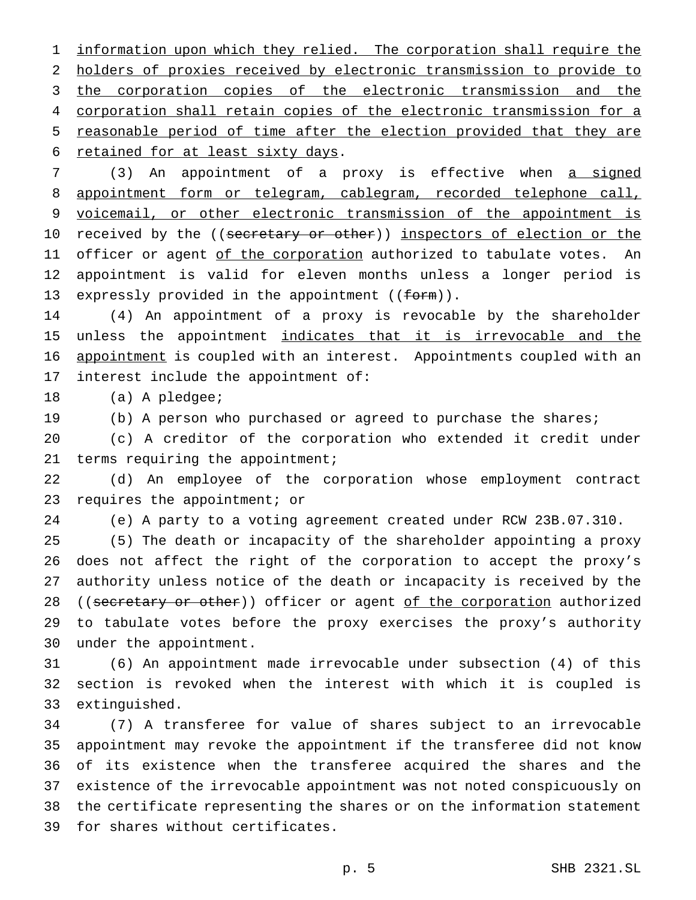information upon which they relied. The corporation shall require the holders of proxies received by electronic transmission to provide to the corporation copies of the electronic transmission and the corporation shall retain copies of the electronic transmission for a reasonable period of time after the election provided that they are retained for at least sixty days.

(3) An appointment of a proxy is effective when a signed appointment form or telegram, cablegram, recorded telephone call, voicemail, or other electronic transmission of the appointment is received by the ((~~secretary or other~~)) inspectors of election or the officer or agent of the corporation authorized to tabulate votes. An appointment is valid for eleven months unless a longer period is expressly provided in the appointment ((~~form~~)).

(4) An appointment of a proxy is revocable by the shareholder unless the appointment indicates that it is irrevocable and the appointment is coupled with an interest. Appointments coupled with an interest include the appointment of:

(a) A pledgee;

(b) A person who purchased or agreed to purchase the shares;

(c) A creditor of the corporation who extended it credit under terms requiring the appointment;

(d) An employee of the corporation whose employment contract requires the appointment; or

(e) A party to a voting agreement created under RCW 23B.07.310.

(5) The death or incapacity of the shareholder appointing a proxy does not affect the right of the corporation to accept the proxy's authority unless notice of the death or incapacity is received by the ((~~secretary or other~~)) officer or agent of the corporation authorized to tabulate votes before the proxy exercises the proxy's authority under the appointment.

(6) An appointment made irrevocable under subsection (4) of this section is revoked when the interest with which it is coupled is extinguished.

(7) A transferee for value of shares subject to an irrevocable appointment may revoke the appointment if the transferee did not know of its existence when the transferee acquired the shares and the existence of the irrevocable appointment was not noted conspicuously on the certificate representing the shares or on the information statement for shares without certificates.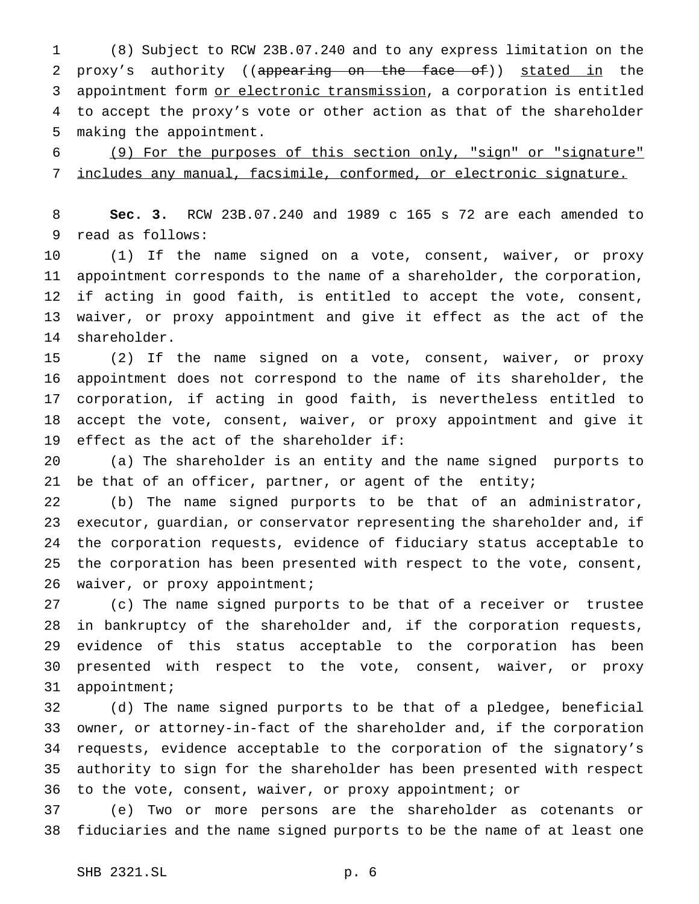(8) Subject to RCW 23B.07.240 and to any express limitation on the proxy's authority ((~~appearing on the face of~~)) <u>stated in</u> the appointment form <u>or electronic transmission</u>, a corporation is entitled to accept the proxy's vote or other action as that of the shareholder making the appointment.

<u>(9) For the purposes of this section only, "sign" or "signature" includes any manual, facsimile, conformed, or electronic signature.</u>

**Sec. 3.** RCW 23B.07.240 and 1989 c 165 s 72 are each amended to read as follows:

(1) If the name signed on a vote, consent, waiver, or proxy appointment corresponds to the name of a shareholder, the corporation, if acting in good faith, is entitled to accept the vote, consent, waiver, or proxy appointment and give it effect as the act of the shareholder.

(2) If the name signed on a vote, consent, waiver, or proxy appointment does not correspond to the name of its shareholder, the corporation, if acting in good faith, is nevertheless entitled to accept the vote, consent, waiver, or proxy appointment and give it effect as the act of the shareholder if:

(a) The shareholder is an entity and the name signed purports to be that of an officer, partner, or agent of the entity;

(b) The name signed purports to be that of an administrator, executor, guardian, or conservator representing the shareholder and, if the corporation requests, evidence of fiduciary status acceptable to the corporation has been presented with respect to the vote, consent, waiver, or proxy appointment;

(c) The name signed purports to be that of a receiver or trustee in bankruptcy of the shareholder and, if the corporation requests, evidence of this status acceptable to the corporation has been presented with respect to the vote, consent, waiver, or proxy appointment;

(d) The name signed purports to be that of a pledgee, beneficial owner, or attorney-in-fact of the shareholder and, if the corporation requests, evidence acceptable to the corporation of the signatory's authority to sign for the shareholder has been presented with respect to the vote, consent, waiver, or proxy appointment; or

(e) Two or more persons are the shareholder as cotenants or fiduciaries and the name signed purports to be the name of at least one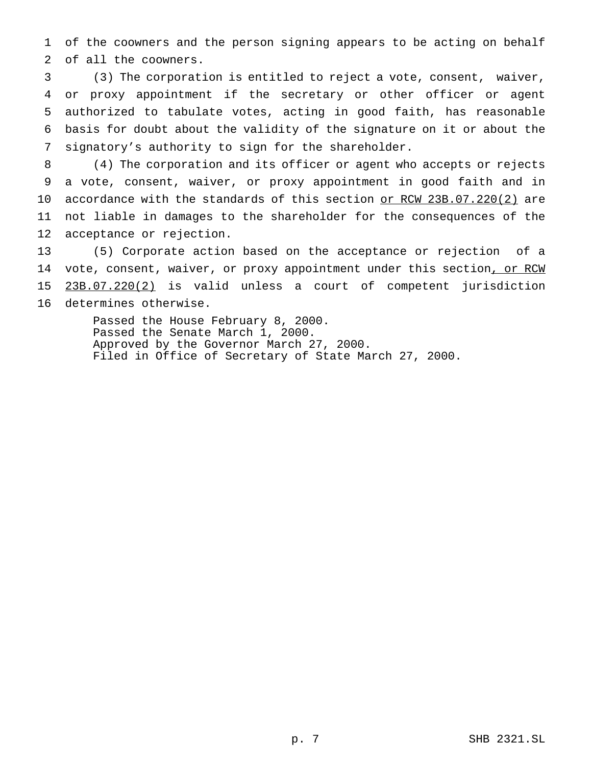of the coowners and the person signing appears to be acting on behalf of all the coowners.

(3) The corporation is entitled to reject a vote, consent, waiver, or proxy appointment if the secretary or other officer or agent authorized to tabulate votes, acting in good faith, has reasonable basis for doubt about the validity of the signature on it or about the signatory's authority to sign for the shareholder.

(4) The corporation and its officer or agent who accepts or rejects a vote, consent, waiver, or proxy appointment in good faith and in accordance with the standards of this section <u>or RCW 23B.07.220(2)</u> are not liable in damages to the shareholder for the consequences of the acceptance or rejection.

(5) Corporate action based on the acceptance or rejection of a vote, consent, waiver, or proxy appointment under this section<u>, or RCW 23B.07.220(2)</u> is valid unless a court of competent jurisdiction determines otherwise.

Passed the House February 8, 2000.
Passed the Senate March 1, 2000.
Approved by the Governor March 27, 2000.
Filed in Office of Secretary of State March 27, 2000.